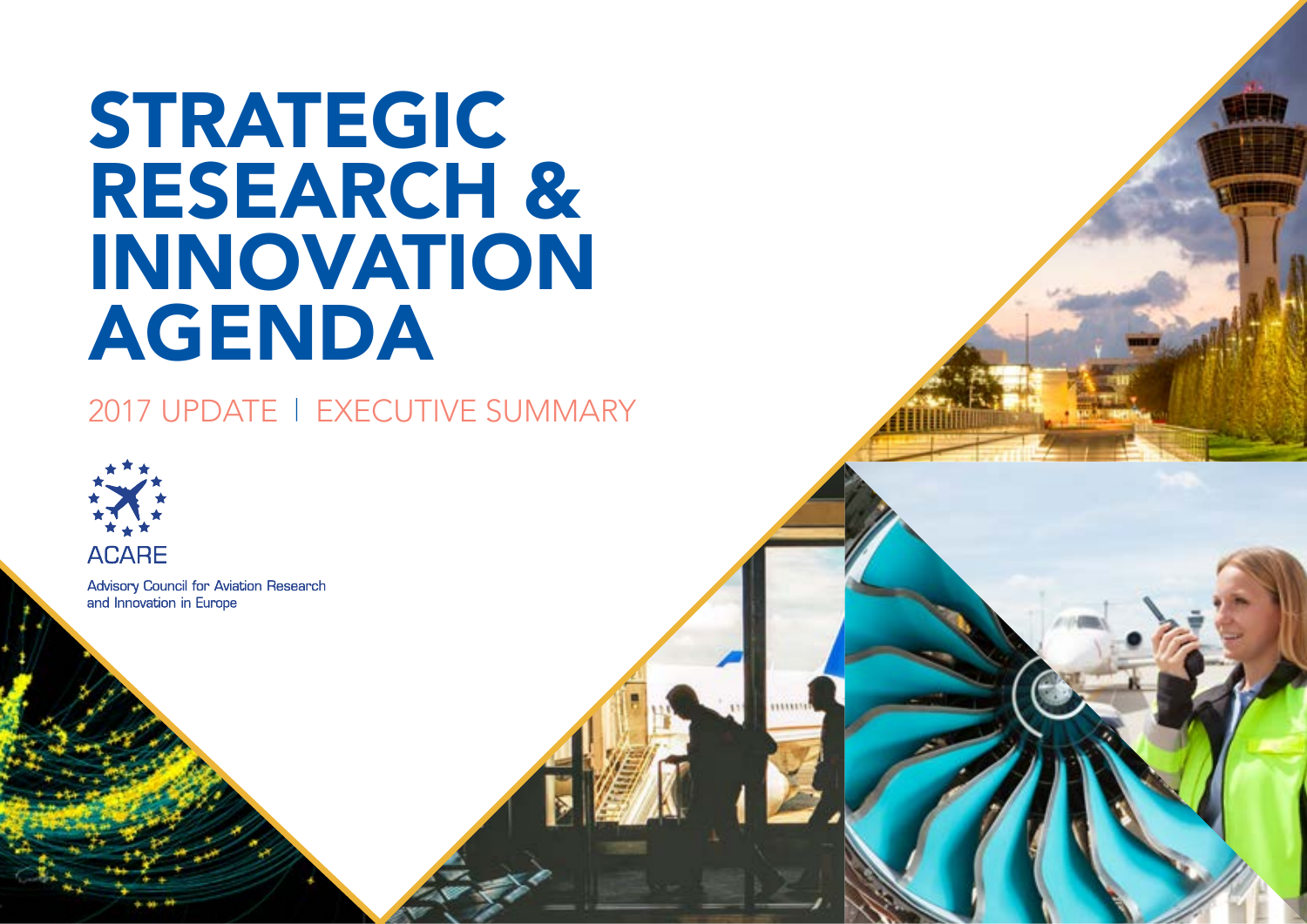# STRATEGIC RESEARCH & INNOVATION AGENDA

## 2017 UPDATE | EXECUTIVE SUMMARY

ACARE

Advisory Council for Aviation Research and Innovation in Europe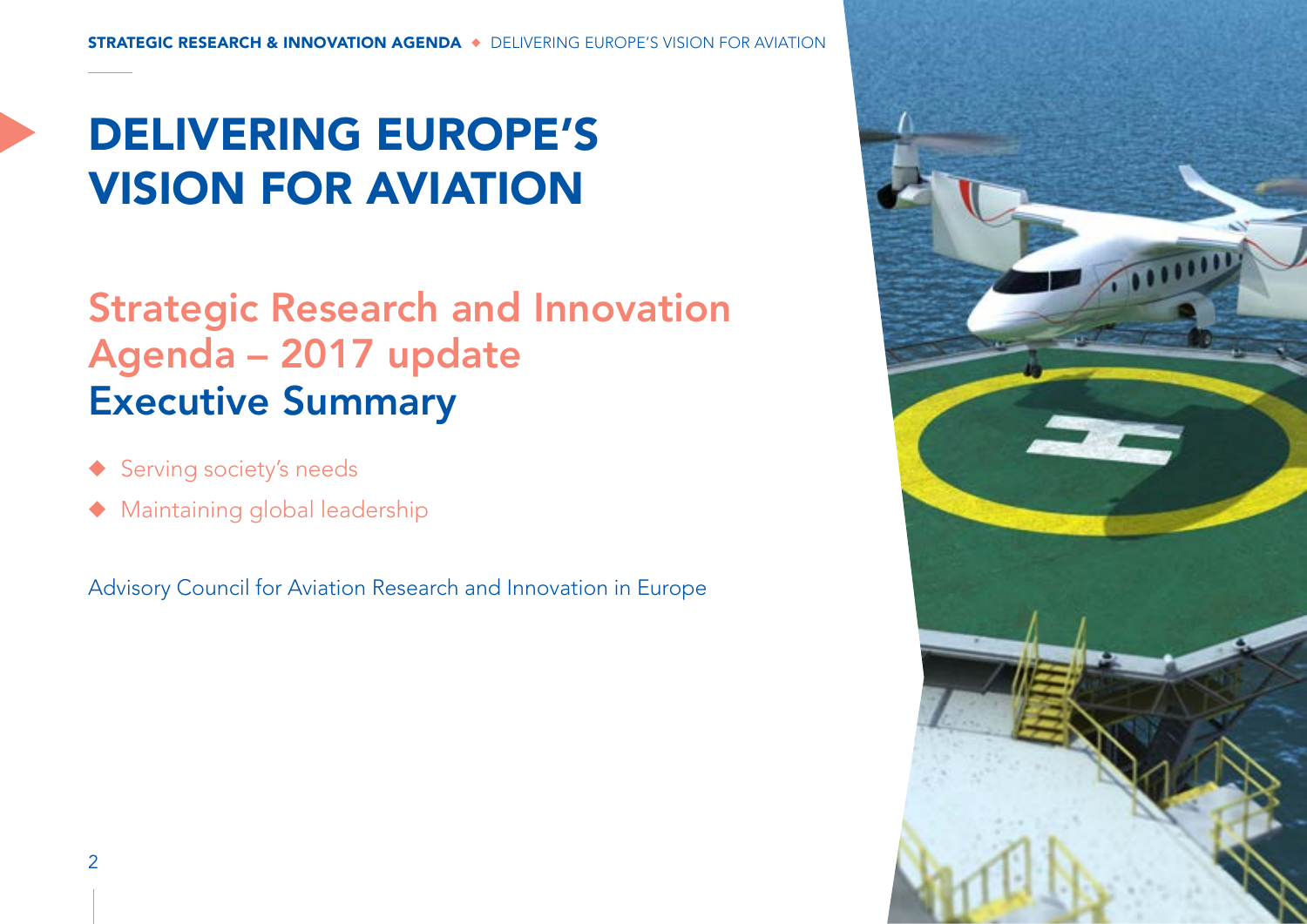# DELIVERING EUROPE'S VISION FOR AVIATION

## Strategic Research and Innovation Agenda – 2017 update

## Executive Summary

- Serving society's needs
- Maintaining global leadership

Advisory Council for Aviation Research and Innovation in Europe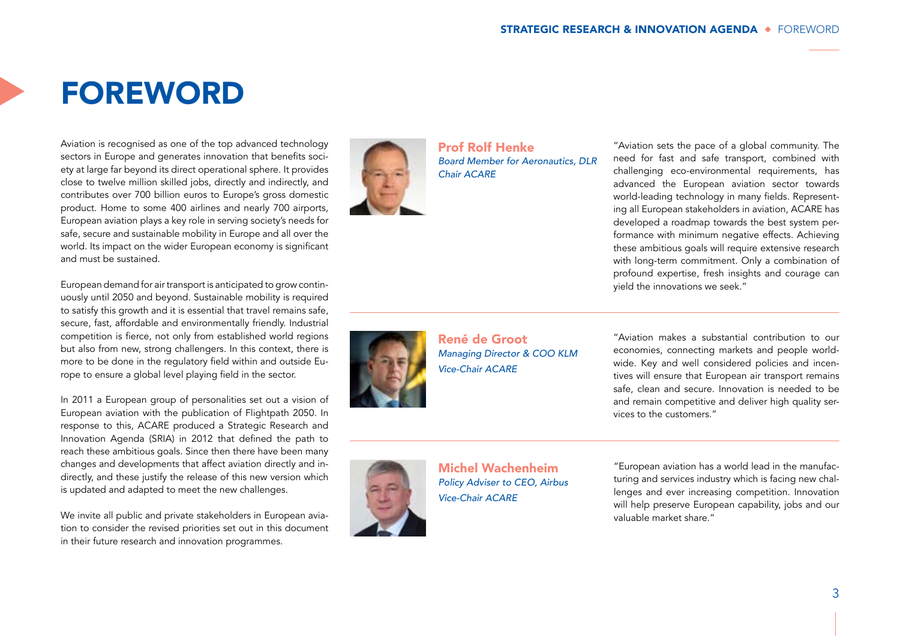# FOREWORD

Aviation is recognised as one of the top advanced technology sectors in Europe and generates innovation that benefits society at large far beyond its direct operational sphere. It provides close to twelve million skilled jobs, directly and indirectly, and contributes over 700 billion euros to Europe's gross domestic product. Home to some 400 airlines and nearly 700 airports, European aviation plays a key role in serving society's needs for safe, secure and sustainable mobility in Europe and all over the world. Its impact on the wider European economy is significant and must be sustained.

European demand for air transport is anticipated to grow continuously until 2050 and beyond. Sustainable mobility is required to satisfy this growth and it is essential that travel remains safe, secure, fast, affordable and environmentally friendly. Industrial competition is fierce, not only from established world regions but also from new, strong challengers. In this context, there is more to be done in the regulatory field within and outside Europe to ensure a global level playing field in the sector.

In 2011 a European group of personalities set out a vision of European aviation with the publication of Flightpath 2050. In response to this, ACARE produced a Strategic Research and Innovation Agenda (SRIA) in 2012 that defined the path to reach these ambitious goals. Since then there have been many changes and developments that affect aviation directly and indirectly, and these justify the release of this new version which is updated and adapted to meet the new challenges.

We invite all public and private stakeholders in European aviation to consider the revised priorities set out in this document in their future research and innovation programmes.

**Prof Rolf Henke**
*Board Member for Aeronautics, DLR*
*Chair ACARE*

"Aviation sets the pace of a global community. The need for fast and safe transport, combined with challenging eco-environmental requirements, has advanced the European aviation sector towards world-leading technology in many fields. Representing all European stakeholders in aviation, ACARE has developed a roadmap towards the best system performance with minimum negative effects. Achieving these ambitious goals will require extensive research with long-term commitment. Only a combination of profound expertise, fresh insights and courage can yield the innovations we seek."

**René de Groot**
*Managing Director & COO KLM*
*Vice-Chair ACARE*

"Aviation makes a substantial contribution to our economies, connecting markets and people worldwide. Key and well considered policies and incentives will ensure that European air transport remains safe, clean and secure. Innovation is needed to be and remain competitive and deliver high quality services to the customers."

**Michel Wachenheim**
*Policy Adviser to CEO, Airbus*
*Vice-Chair ACARE*

"European aviation has a world lead in the manufacturing and services industry which is facing new challenges and ever increasing competition. Innovation will help preserve European capability, jobs and our valuable market share."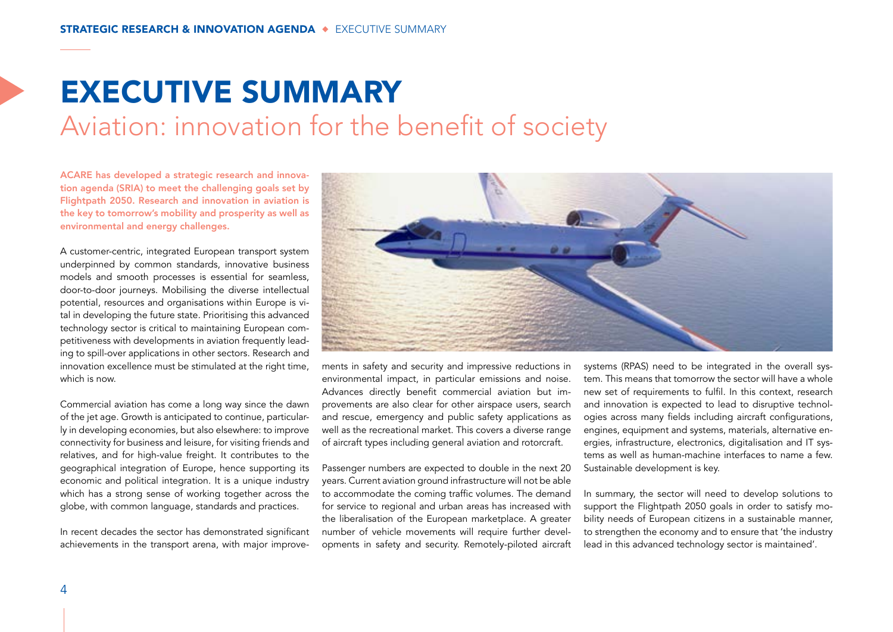# EXECUTIVE SUMMARY

## Aviation: innovation for the benefit of society

**ACARE has developed a strategic research and innovation agenda (SRIA) to meet the challenging goals set by Flightpath 2050. Research and innovation in aviation is the key to tomorrow's mobility and prosperity as well as environmental and energy challenges.**

A customer-centric, integrated European transport system underpinned by common standards, innovative business models and smooth processes is essential for seamless, door-to-door journeys. Mobilising the diverse intellectual potential, resources and organisations within Europe is vital in developing the future state. Prioritising this advanced technology sector is critical to maintaining European competitiveness with developments in aviation frequently leading to spill-over applications in other sectors. Research and innovation excellence must be stimulated at the right time, which is now.

Commercial aviation has come a long way since the dawn of the jet age. Growth is anticipated to continue, particularly in developing economies, but also elsewhere: to improve connectivity for business and leisure, for visiting friends and relatives, and for high-value freight. It contributes to the geographical integration of Europe, hence supporting its economic and political integration. It is a unique industry which has a strong sense of working together across the globe, with common language, standards and practices.

In recent decades the sector has demonstrated significant achievements in the transport arena, with major improvements in safety and security and impressive reductions in environmental impact, in particular emissions and noise. Advances directly benefit commercial aviation but improvements are also clear for other airspace users, search and rescue, emergency and public safety applications as well as the recreational market. This covers a diverse range of aircraft types including general aviation and rotorcraft.

Passenger numbers are expected to double in the next 20 years. Current aviation ground infrastructure will not be able to accommodate the coming traffic volumes. The demand for service to regional and urban areas has increased with the liberalisation of the European marketplace. A greater number of vehicle movements will require further developments in safety and security. Remotely-piloted aircraft systems (RPAS) need to be integrated in the overall system. This means that tomorrow the sector will have a whole new set of requirements to fulfil. In this context, research and innovation is expected to lead to disruptive technologies across many fields including aircraft configurations, engines, equipment and systems, materials, alternative energies, infrastructure, electronics, digitalisation and IT systems as well as human-machine interfaces to name a few. Sustainable development is key.

In summary, the sector will need to develop solutions to support the Flightpath 2050 goals in order to satisfy mobility needs of European citizens in a sustainable manner, to strengthen the economy and to ensure that 'the industry lead in this advanced technology sector is maintained'.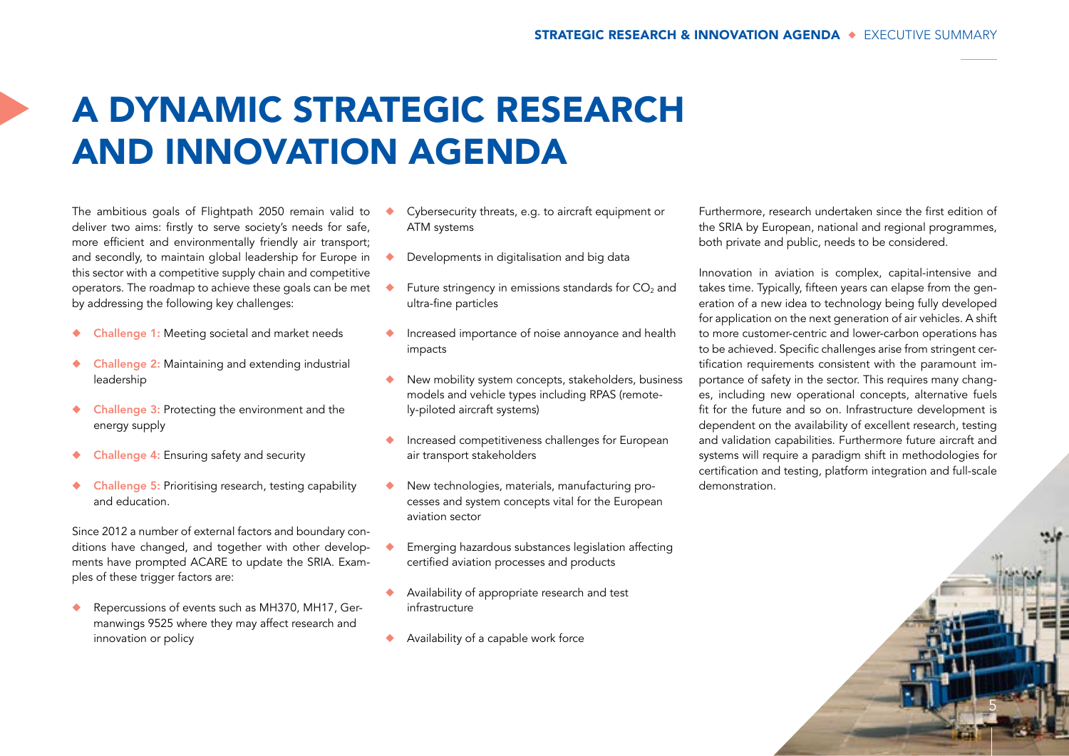# A DYNAMIC STRATEGIC RESEARCH AND INNOVATION AGENDA

The ambitious goals of Flightpath 2050 remain valid to deliver two aims: firstly to serve society's needs for safe, more efficient and environmentally friendly air transport; and secondly, to maintain global leadership for Europe in this sector with a competitive supply chain and competitive operators. The roadmap to achieve these goals can be met by addressing the following key challenges:

- **Challenge 1:** Meeting societal and market needs
- **Challenge 2:** Maintaining and extending industrial leadership
- **Challenge 3:** Protecting the environment and the energy supply
- **Challenge 4:** Ensuring safety and security
- **Challenge 5:** Prioritising research, testing capability and education.

Since 2012 a number of external factors and boundary conditions have changed, and together with other developments have prompted ACARE to update the SRIA. Examples of these trigger factors are:

- Repercussions of events such as MH370, MH17, Germanwings 9525 where they may affect research and innovation or policy
- Cybersecurity threats, e.g. to aircraft equipment or ATM systems
- Developments in digitalisation and big data
- Future stringency in emissions standards for $CO_2$ and ultra-fine particles
- Increased importance of noise annoyance and health impacts
- New mobility system concepts, stakeholders, business models and vehicle types including RPAS (remotely-piloted aircraft systems)
- Increased competitiveness challenges for European air transport stakeholders
- New technologies, materials, manufacturing processes and system concepts vital for the European aviation sector
- Emerging hazardous substances legislation affecting certified aviation processes and products
- Availability of appropriate research and test infrastructure
- Availability of a capable work force

Furthermore, research undertaken since the first edition of the SRIA by European, national and regional programmes, both private and public, needs to be considered.

Innovation in aviation is complex, capital-intensive and takes time. Typically, fifteen years can elapse from the generation of a new idea to technology being fully developed for application on the next generation of air vehicles. A shift to more customer-centric and lower-carbon operations has to be achieved. Specific challenges arise from stringent certification requirements consistent with the paramount importance of safety in the sector. This requires many changes, including new operational concepts, alternative fuels fit for the future and so on. Infrastructure development is dependent on the availability of excellent research, testing and validation capabilities. Furthermore future aircraft and systems will require a paradigm shift in methodologies for certification and testing, platform integration and full-scale demonstration.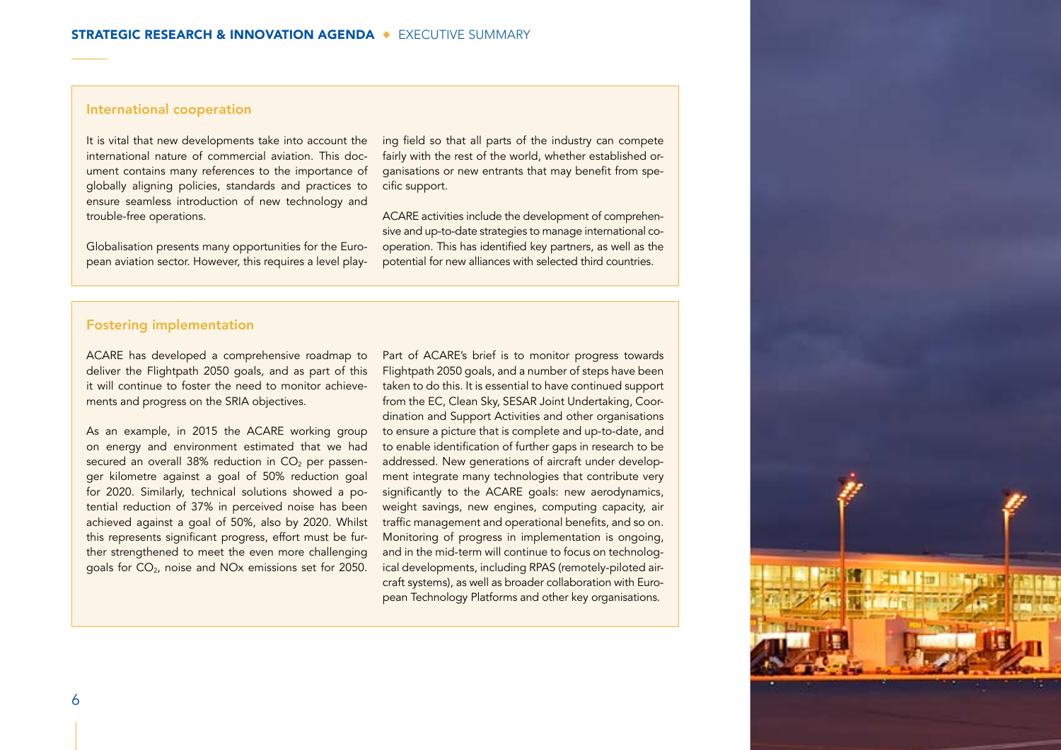## International cooperation

It is vital that new developments take into account the international nature of commercial aviation. This document contains many references to the importance of globally aligning policies, standards and practices to ensure seamless introduction of new technology and trouble-free operations.

Globalisation presents many opportunities for the European aviation sector. However, this requires a level playing field so that all parts of the industry can compete fairly with the rest of the world, whether established organisations or new entrants that may benefit from specific support.

ACARE activities include the development of comprehensive and up-to-date strategies to manage international cooperation. This has identified key partners, as well as the potential for new alliances with selected third countries.

## Fostering implementation

ACARE has developed a comprehensive roadmap to deliver the Flightpath 2050 goals, and as part of this it will continue to foster the need to monitor achievements and progress on the SRIA objectives.

As an example, in 2015 the ACARE working group on energy and environment estimated that we had secured an overall 38% reduction in $CO_2$ per passenger kilometre against a goal of 50% reduction goal for 2020. Similarly, technical solutions showed a potential reduction of 37% in perceived noise has been achieved against a goal of 50%, also by 2020. Whilst this represents significant progress, effort must be further strengthened to meet the even more challenging goals for $CO_2$, noise and NOx emissions set for 2050.

Part of ACARE's brief is to monitor progress towards Flightpath 2050 goals, and a number of steps have been taken to do this. It is essential to have continued support from the EC, Clean Sky, SESAR Joint Undertaking, Coordination and Support Activities and other organisations to ensure a picture that is complete and up-to-date, and to enable identification of further gaps in research to be addressed. New generations of aircraft under development integrate many technologies that contribute very significantly to the ACARE goals: new aerodynamics, weight savings, new engines, computing capacity, air traffic management and operational benefits, and so on. Monitoring of progress in implementation is ongoing, and in the mid-term will continue to focus on technological developments, including RPAS (remotely-piloted aircraft systems), as well as broader collaboration with European Technology Platforms and other key organisations.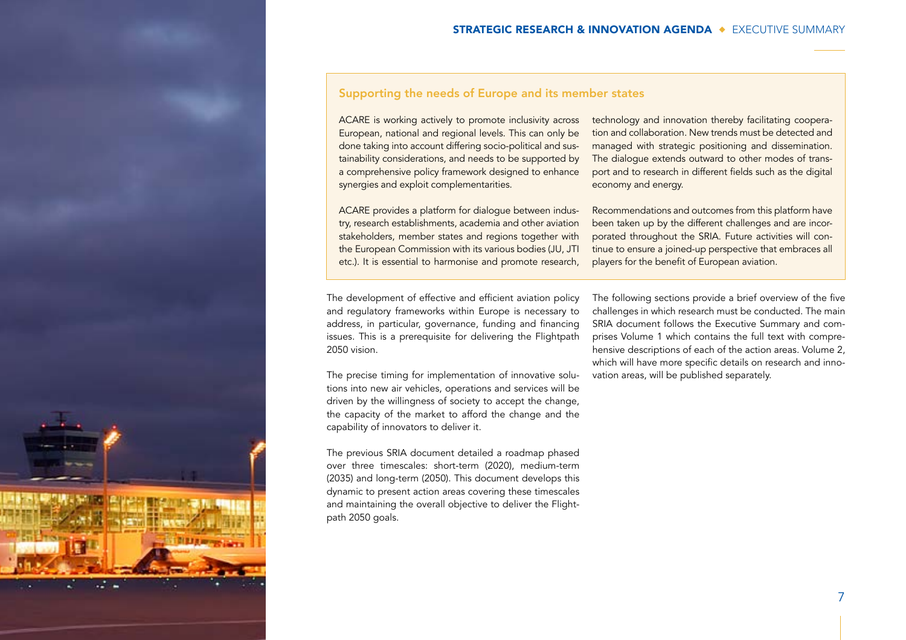## Supporting the needs of Europe and its member states

ACARE is working actively to promote inclusivity across European, national and regional levels. This can only be done taking into account differing socio-political and sustainability considerations, and needs to be supported by a comprehensive policy framework designed to enhance synergies and exploit complementarities.

ACARE provides a platform for dialogue between industry, research establishments, academia and other aviation stakeholders, member states and regions together with the European Commission with its various bodies (JU, JTI etc.). It is essential to harmonise and promote research, technology and innovation thereby facilitating cooperation and collaboration. New trends must be detected and managed with strategic positioning and dissemination. The dialogue extends outward to other modes of transport and to research in different fields such as the digital economy and energy.

Recommendations and outcomes from this platform have been taken up by the different challenges and are incorporated throughout the SRIA. Future activities will continue to ensure a joined-up perspective that embraces all players for the benefit of European aviation.

The development of effective and efficient aviation policy and regulatory frameworks within Europe is necessary to address, in particular, governance, funding and financing issues. This is a prerequisite for delivering the Flightpath 2050 vision.

The precise timing for implementation of innovative solutions into new air vehicles, operations and services will be driven by the willingness of society to accept the change, the capacity of the market to afford the change and the capability of innovators to deliver it.

The previous SRIA document detailed a roadmap phased over three timescales: short-term (2020), medium-term (2035) and long-term (2050). This document develops this dynamic to present action areas covering these timescales and maintaining the overall objective to deliver the Flightpath 2050 goals.

The following sections provide a brief overview of the five challenges in which research must be conducted. The main SRIA document follows the Executive Summary and comprises Volume 1 which contains the full text with comprehensive descriptions of each of the action areas. Volume 2, which will have more specific details on research and innovation areas, will be published separately.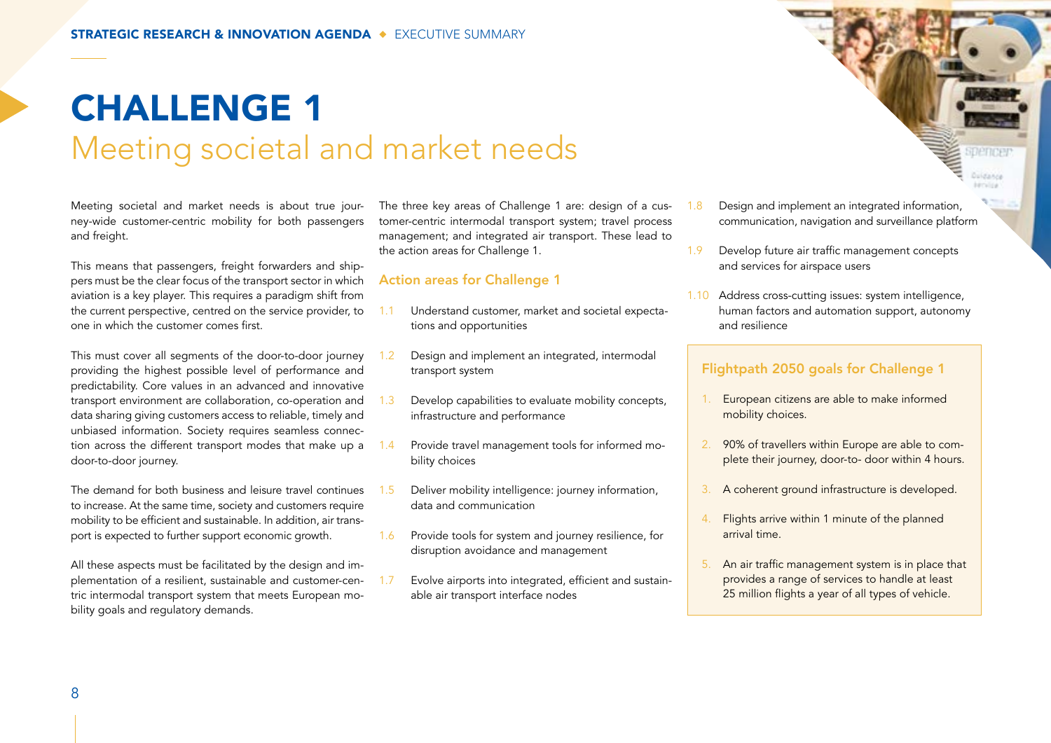# CHALLENGE 1

## Meeting societal and market needs

Meeting societal and market needs is about true journey-wide customer-centric mobility for both passengers and freight.

This means that passengers, freight forwarders and shippers must be the clear focus of the transport sector in which aviation is a key player. This requires a paradigm shift from the current perspective, centred on the service provider, to one in which the customer comes first.

This must cover all segments of the door-to-door journey providing the highest possible level of performance and predictability. Core values in an advanced and innovative transport environment are collaboration, co-operation and data sharing giving customers access to reliable, timely and unbiased information. Society requires seamless connection across the different transport modes that make up a door-to-door journey.

The demand for both business and leisure travel continues to increase. At the same time, society and customers require mobility to be efficient and sustainable. In addition, air transport is expected to further support economic growth.

All these aspects must be facilitated by the design and implementation of a resilient, sustainable and customer-centric intermodal transport system that meets European mobility goals and regulatory demands.

The three key areas of Challenge 1 are: design of a customer-centric intermodal transport system; travel process management; and integrated air transport. These lead to the action areas for Challenge 1.

### Action areas for Challenge 1

- 1.1 Understand customer, market and societal expectations and opportunities
- 1.2 Design and implement an integrated, intermodal transport system
- 1.3 Develop capabilities to evaluate mobility concepts, infrastructure and performance
- 1.4 Provide travel management tools for informed mobility choices
- 1.5 Deliver mobility intelligence: journey information, data and communication
- 1.6 Provide tools for system and journey resilience, for disruption avoidance and management
- 1.7 Evolve airports into integrated, efficient and sustainable air transport interface nodes
- 1.8 Design and implement an integrated information, communication, navigation and surveillance platform
- 1.9 Develop future air traffic management concepts and services for airspace users
- 1.10 Address cross-cutting issues: system intelligence, human factors and automation support, autonomy and resilience

### Flightpath 2050 goals for Challenge 1

1. European citizens are able to make informed mobility choices.
2. 90% of travellers within Europe are able to complete their journey, door-to- door within 4 hours.
3. A coherent ground infrastructure is developed.
4. Flights arrive within 1 minute of the planned arrival time.
5. An air traffic management system is in place that provides a range of services to handle at least 25 million flights a year of all types of vehicle.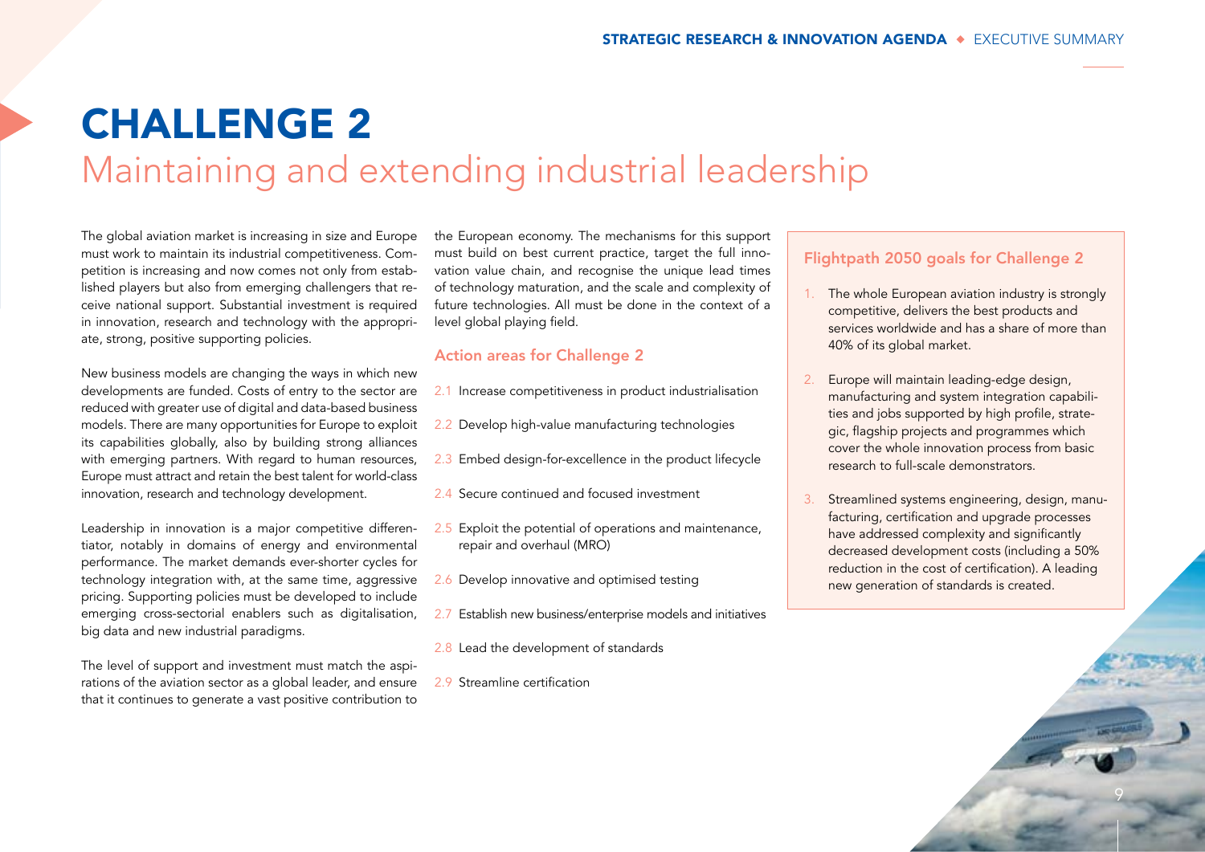# CHALLENGE 2

## Maintaining and extending industrial leadership

The global aviation market is increasing in size and Europe must work to maintain its industrial competitiveness. Competition is increasing and now comes not only from established players but also from emerging challengers that receive national support. Substantial investment is required in innovation, research and technology with the appropriate, strong, positive supporting policies.

New business models are changing the ways in which new developments are funded. Costs of entry to the sector are reduced with greater use of digital and data-based business models. There are many opportunities for Europe to exploit its capabilities globally, also by building strong alliances with emerging partners. With regard to human resources, Europe must attract and retain the best talent for world-class innovation, research and technology development.

Leadership in innovation is a major competitive differentiator, notably in domains of energy and environmental performance. The market demands ever-shorter cycles for technology integration with, at the same time, aggressive pricing. Supporting policies must be developed to include emerging cross-sectorial enablers such as digitalisation, big data and new industrial paradigms.

The level of support and investment must match the aspirations of the aviation sector as a global leader, and ensure that it continues to generate a vast positive contribution to the European economy. The mechanisms for this support must build on best current practice, target the full innovation value chain, and recognise the unique lead times of technology maturation, and the scale and complexity of future technologies. All must be done in the context of a level global playing field.

### Action areas for Challenge 2

2.1 Increase competitiveness in product industrialisation

2.2 Develop high-value manufacturing technologies

2.3 Embed design-for-excellence in the product lifecycle

2.4 Secure continued and focused investment

2.5 Exploit the potential of operations and maintenance, repair and overhaul (MRO)

2.6 Develop innovative and optimised testing

2.7 Establish new business/enterprise models and initiatives

2.8 Lead the development of standards

2.9 Streamline certification

### Flightpath 2050 goals for Challenge 2

1. The whole European aviation industry is strongly competitive, delivers the best products and services worldwide and has a share of more than 40% of its global market.
2. Europe will maintain leading-edge design, manufacturing and system integration capabilities and jobs supported by high profile, strategic, flagship projects and programmes which cover the whole innovation process from basic research to full-scale demonstrators.
3. Streamlined systems engineering, design, manufacturing, certification and upgrade processes have addressed complexity and significantly decreased development costs (including a 50% reduction in the cost of certification). A leading new generation of standards is created.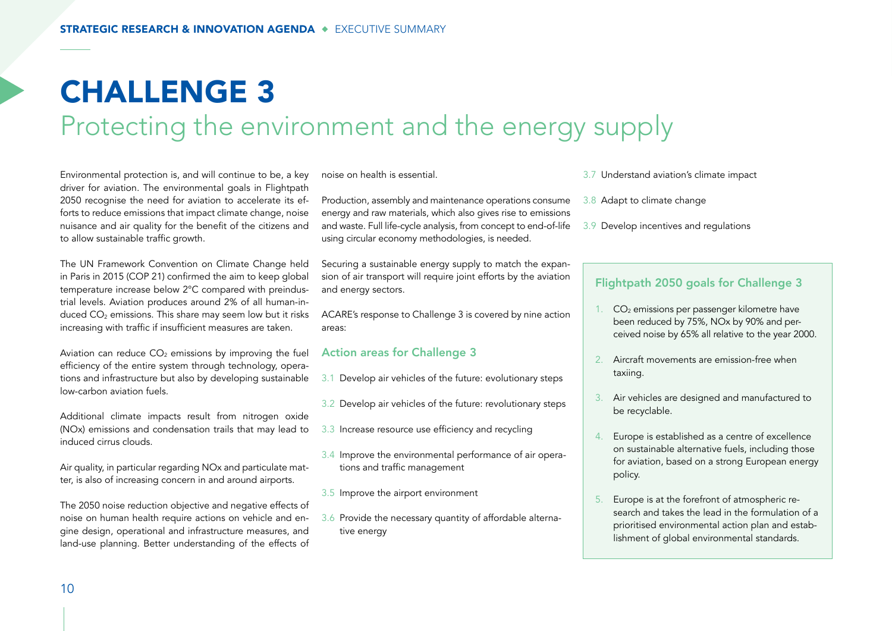#CHALLENGE 3

## Protecting the environment and the energy supply

Environmental protection is, and will continue to be, a key driver for aviation. The environmental goals in Flightpath 2050 recognise the need for aviation to accelerate its efforts to reduce emissions that impact climate change, noise nuisance and air quality for the benefit of the citizens and to allow sustainable traffic growth.

The UN Framework Convention on Climate Change held in Paris in 2015 (COP 21) confirmed the aim to keep global temperature increase below 2°C compared with preindustrial levels. Aviation produces around 2% of all human-induced $CO_2$ emissions. This share may seem low but it risks increasing with traffic if insufficient measures are taken.

Aviation can reduce $CO_2$ emissions by improving the fuel efficiency of the entire system through technology, operations and infrastructure but also by developing sustainable low-carbon aviation fuels.

Additional climate impacts result from nitrogen oxide (NOx) emissions and condensation trails that may lead to induced cirrus clouds.

Air quality, in particular regarding NOx and particulate matter, is also of increasing concern in and around airports.

The 2050 noise reduction objective and negative effects of noise on human health require actions on vehicle and engine design, operational and infrastructure measures, and land-use planning. Better understanding of the effects of noise on health is essential.

Production, assembly and maintenance operations consume energy and raw materials, which also gives rise to emissions and waste. Full life-cycle analysis, from concept to end-of-life using circular economy methodologies, is needed.

Securing a sustainable energy supply to match the expansion of air transport will require joint efforts by the aviation and energy sectors.

ACARE's response to Challenge 3 is covered by nine action areas:

### Action areas for Challenge 3

3.1 Develop air vehicles of the future: evolutionary steps

3.2 Develop air vehicles of the future: revolutionary steps

3.3 Increase resource use efficiency and recycling

3.4 Improve the environmental performance of air operations and traffic management

3.5 Improve the airport environment

3.6 Provide the necessary quantity of affordable alternative energy

3.7 Understand aviation's climate impact

3.8 Adapt to climate change

3.9 Develop incentives and regulations

### Flightpath 2050 goals for Challenge 3

1. $CO_2$ emissions per passenger kilometre have been reduced by 75%, NOx by 90% and perceived noise by 65% all relative to the year 2000.
2. Aircraft movements are emission-free when taxiing.
3. Air vehicles are designed and manufactured to be recyclable.
4. Europe is established as a centre of excellence on sustainable alternative fuels, including those for aviation, based on a strong European energy policy.
5. Europe is at the forefront of atmospheric research and takes the lead in the formulation of a prioritised environmental action plan and establishment of global environmental standards.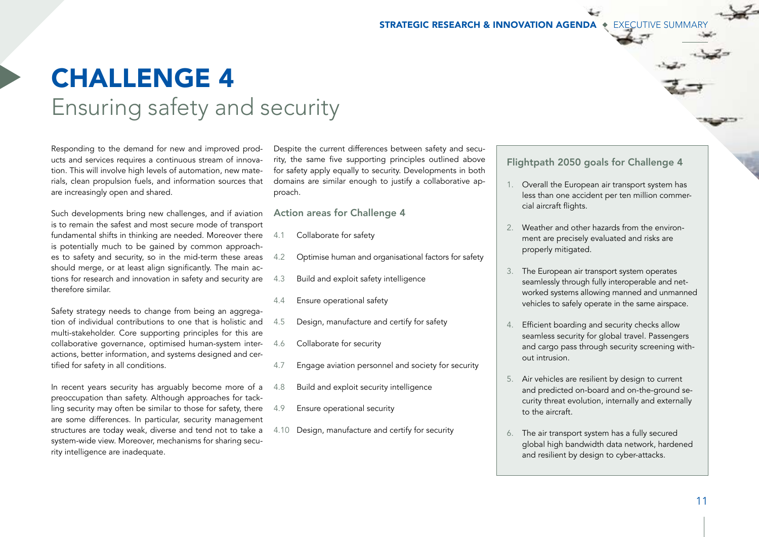# CHALLENGE 4

## Ensuring safety and security

Responding to the demand for new and improved products and services requires a continuous stream of innovation. This will involve high levels of automation, new materials, clean propulsion fuels, and information sources that are increasingly open and shared.

Such developments bring new challenges, and if aviation is to remain the safest and most secure mode of transport fundamental shifts in thinking are needed. Moreover there is potentially much to be gained by common approaches to safety and security, so in the mid-term these areas should merge, or at least align significantly. The main actions for research and innovation in safety and security are therefore similar.

Safety strategy needs to change from being an aggregation of individual contributions to one that is holistic and multi-stakeholder. Core supporting principles for this are collaborative governance, optimised human-system interactions, better information, and systems designed and certified for safety in all conditions.

In recent years security has arguably become more of a preoccupation than safety. Although approaches for tackling security may often be similar to those for safety, there are some differences. In particular, security management structures are today weak, diverse and tend not to take a system-wide view. Moreover, mechanisms for sharing security intelligence are inadequate.

Despite the current differences between safety and security, the same five supporting principles outlined above for safety apply equally to security. Developments in both domains are similar enough to justify a collaborative approach.

### Action areas for Challenge 4

- 4.1 Collaborate for safety
- 4.2 Optimise human and organisational factors for safety
- 4.3 Build and exploit safety intelligence
- 4.4 Ensure operational safety
- 4.5 Design, manufacture and certify for safety
- 4.6 Collaborate for security
- 4.7 Engage aviation personnel and society for security
- 4.8 Build and exploit security intelligence
- 4.9 Ensure operational security
- 4.10 Design, manufacture and certify for security

### Flightpath 2050 goals for Challenge 4

1. Overall the European air transport system has less than one accident per ten million commercial aircraft flights.
2. Weather and other hazards from the environment are precisely evaluated and risks are properly mitigated.
3. The European air transport system operates seamlessly through fully interoperable and networked systems allowing manned and unmanned vehicles to safely operate in the same airspace.
4. Efficient boarding and security checks allow seamless security for global travel. Passengers and cargo pass through security screening without intrusion.
5. Air vehicles are resilient by design to current and predicted on-board and on-the-ground security threat evolution, internally and externally to the aircraft.
6. The air transport system has a fully secured global high bandwidth data network, hardened and resilient by design to cyber-attacks.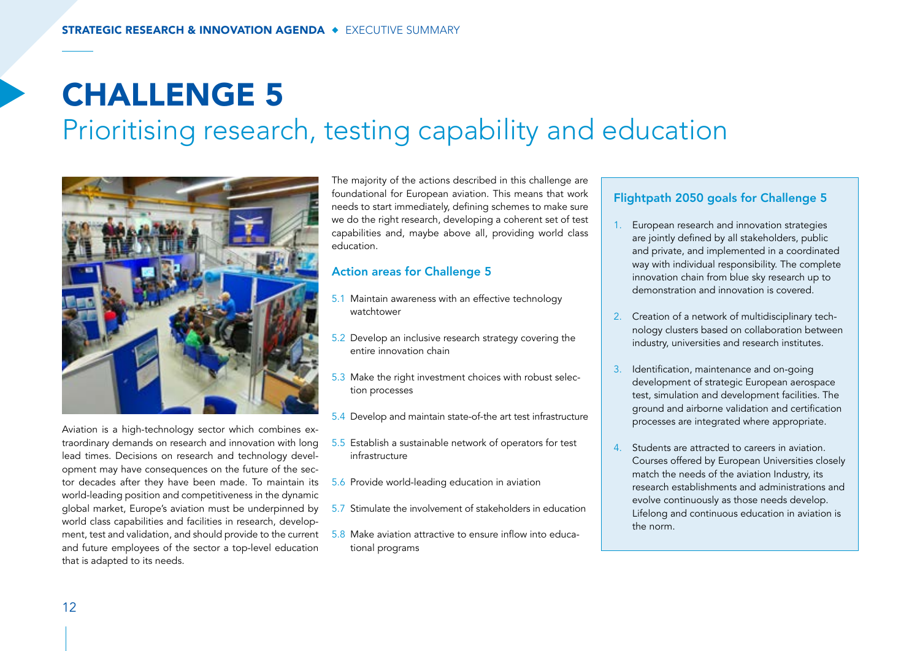# CHALLENGE 5

## Prioritising research, testing capability and education

Aviation is a high-technology sector which combines extraordinary demands on research and innovation with long lead times. Decisions on research and technology development may have consequences on the future of the sector decades after they have been made. To maintain its world-leading position and competitiveness in the dynamic global market, Europe's aviation must be underpinned by world class capabilities and facilities in research, development, test and validation, and should provide to the current and future employees of the sector a top-level education that is adapted to its needs.

The majority of the actions described in this challenge are foundational for European aviation. This means that work needs to start immediately, defining schemes to make sure we do the right research, developing a coherent set of test capabilities and, maybe above all, providing world class education.

### Action areas for Challenge 5

- 5.1 Maintain awareness with an effective technology watchtower
- 5.2 Develop an inclusive research strategy covering the entire innovation chain
- 5.3 Make the right investment choices with robust selection processes
- 5.4 Develop and maintain state-of-the art test infrastructure
- 5.5 Establish a sustainable network of operators for test infrastructure
- 5.6 Provide world-leading education in aviation
- 5.7 Stimulate the involvement of stakeholders in education
- 5.8 Make aviation attractive to ensure inflow into educational programs

### Flightpath 2050 goals for Challenge 5

1. European research and innovation strategies are jointly defined by all stakeholders, public and private, and implemented in a coordinated way with individual responsibility. The complete innovation chain from blue sky research up to demonstration and innovation is covered.
2. Creation of a network of multidisciplinary technology clusters based on collaboration between industry, universities and research institutes.
3. Identification, maintenance and on-going development of strategic European aerospace test, simulation and development facilities. The ground and airborne validation and certification processes are integrated where appropriate.
4. Students are attracted to careers in aviation. Courses offered by European Universities closely match the needs of the aviation Industry, its research establishments and administrations and evolve continuously as those needs develop. Lifelong and continuous education in aviation is the norm.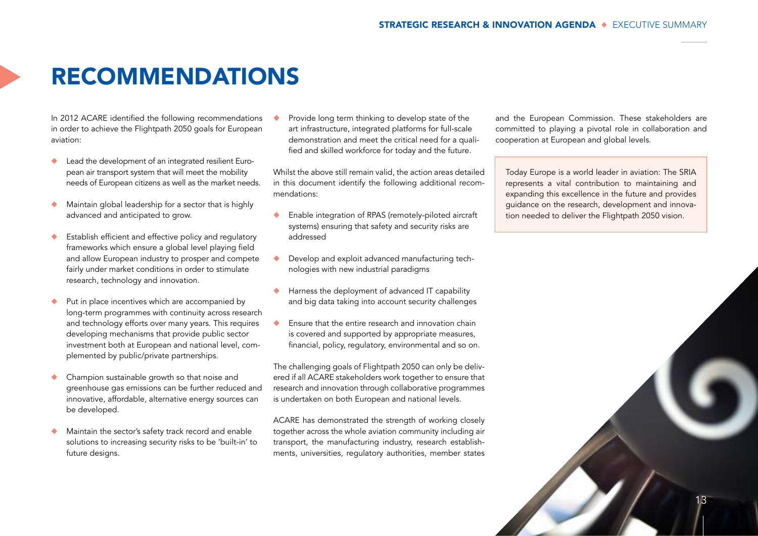# RECOMMENDATIONS

In 2012 ACARE identified the following recommendations in order to achieve the Flightpath 2050 goals for European aviation:

- Lead the development of an integrated resilient European air transport system that will meet the mobility needs of European citizens as well as the market needs.
- Maintain global leadership for a sector that is highly advanced and anticipated to grow.
- Establish efficient and effective policy and regulatory frameworks which ensure a global level playing field and allow European industry to prosper and compete fairly under market conditions in order to stimulate research, technology and innovation.
- Put in place incentives which are accompanied by long-term programmes with continuity across research and technology efforts over many years. This requires developing mechanisms that provide public sector investment both at European and national level, complemented by public/private partnerships.
- Champion sustainable growth so that noise and greenhouse gas emissions can be further reduced and innovative, affordable, alternative energy sources can be developed.
- Maintain the sector's safety track record and enable solutions to increasing security risks to be 'built-in' to future designs.
- Provide long term thinking to develop state of the art infrastructure, integrated platforms for full-scale demonstration and meet the critical need for a qualified and skilled workforce for today and the future.

Whilst the above still remain valid, the action areas detailed in this document identify the following additional recommendations:

- Enable integration of RPAS (remotely-piloted aircraft systems) ensuring that safety and security risks are addressed
- Develop and exploit advanced manufacturing technologies with new industrial paradigms
- Harness the deployment of advanced IT capability and big data taking into account security challenges
- Ensure that the entire research and innovation chain is covered and supported by appropriate measures, financial, policy, regulatory, environmental and so on.

The challenging goals of Flightpath 2050 can only be delivered if all ACARE stakeholders work together to ensure that research and innovation through collaborative programmes is undertaken on both European and national levels.

ACARE has demonstrated the strength of working closely together across the whole aviation community including air transport, the manufacturing industry, research establishments, universities, regulatory authorities, member states and the European Commission. These stakeholders are committed to playing a pivotal role in collaboration and cooperation at European and global levels.

Today Europe is a world leader in aviation: The SRIA represents a vital contribution to maintaining and expanding this excellence in the future and provides guidance on the research, development and innovation needed to deliver the Flightpath 2050 vision.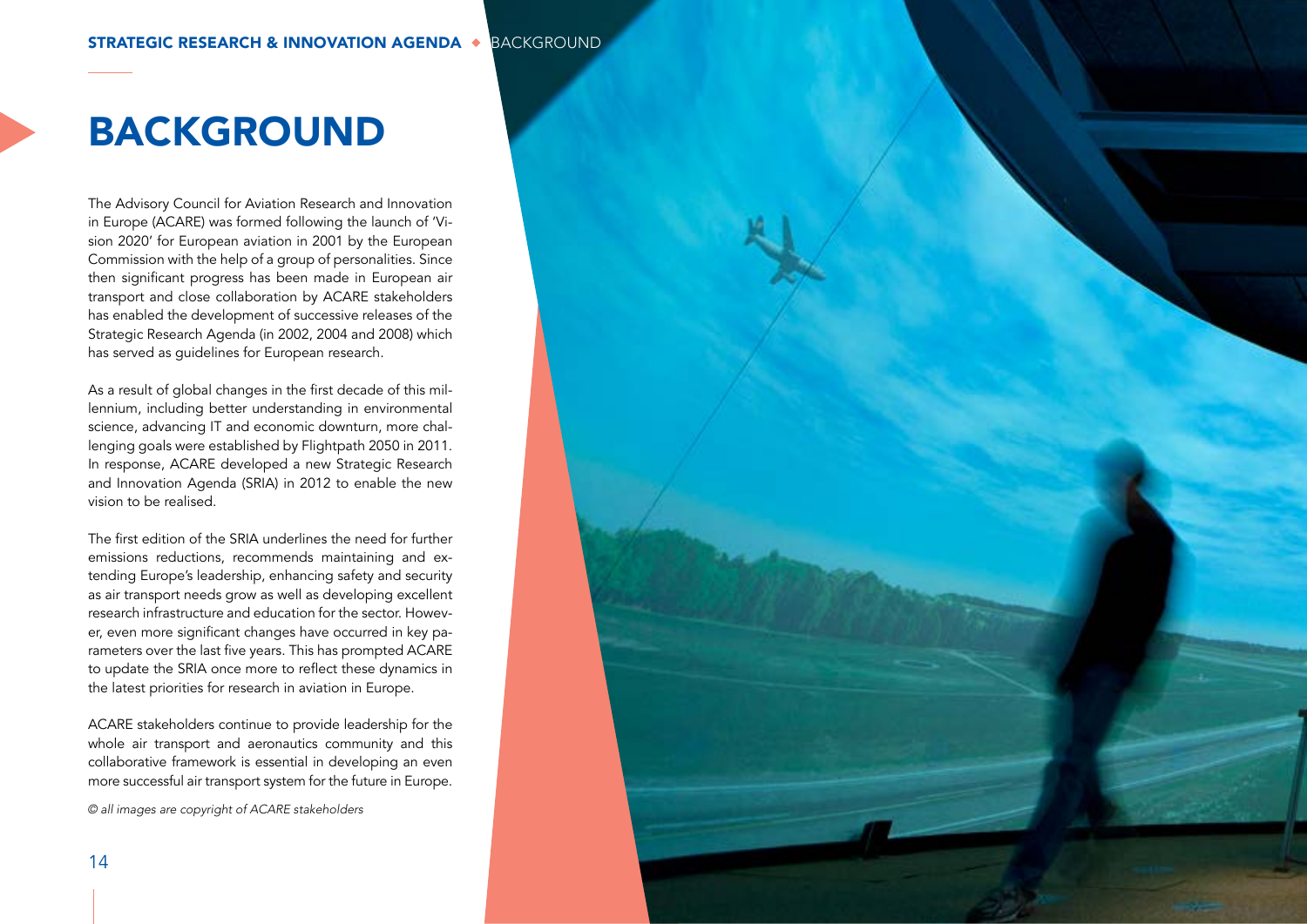# BACKGROUND

The Advisory Council for Aviation Research and Innovation in Europe (ACARE) was formed following the launch of 'Vision 2020' for European aviation in 2001 by the European Commission with the help of a group of personalities. Since then significant progress has been made in European air transport and close collaboration by ACARE stakeholders has enabled the development of successive releases of the Strategic Research Agenda (in 2002, 2004 and 2008) which has served as guidelines for European research.

As a result of global changes in the first decade of this millennium, including better understanding in environmental science, advancing IT and economic downturn, more challenging goals were established by Flightpath 2050 in 2011. In response, ACARE developed a new Strategic Research and Innovation Agenda (SRIA) in 2012 to enable the new vision to be realised.

The first edition of the SRIA underlines the need for further emissions reductions, recommends maintaining and extending Europe's leadership, enhancing safety and security as air transport needs grow as well as developing excellent research infrastructure and education for the sector. However, even more significant changes have occurred in key parameters over the last five years. This has prompted ACARE to update the SRIA once more to reflect these dynamics in the latest priorities for research in aviation in Europe.

ACARE stakeholders continue to provide leadership for the whole air transport and aeronautics community and this collaborative framework is essential in developing an even more successful air transport system for the future in Europe.

*© all images are copyright of ACARE stakeholders*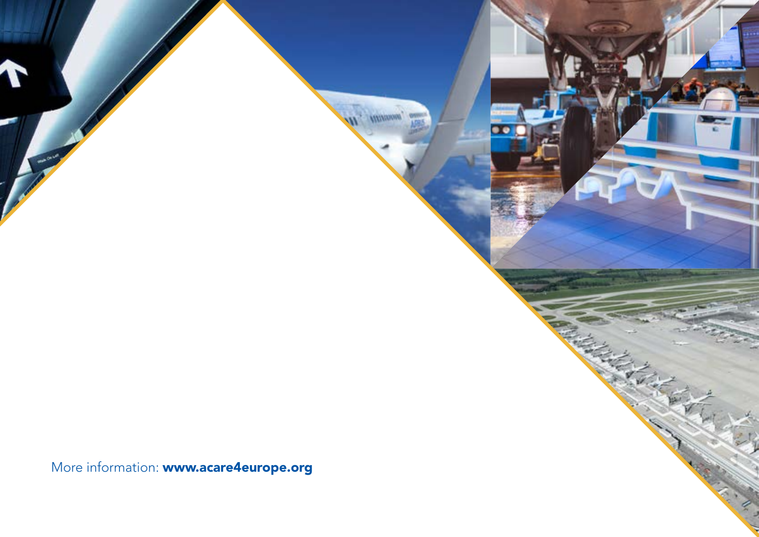More information: **www.acare4europe.org**